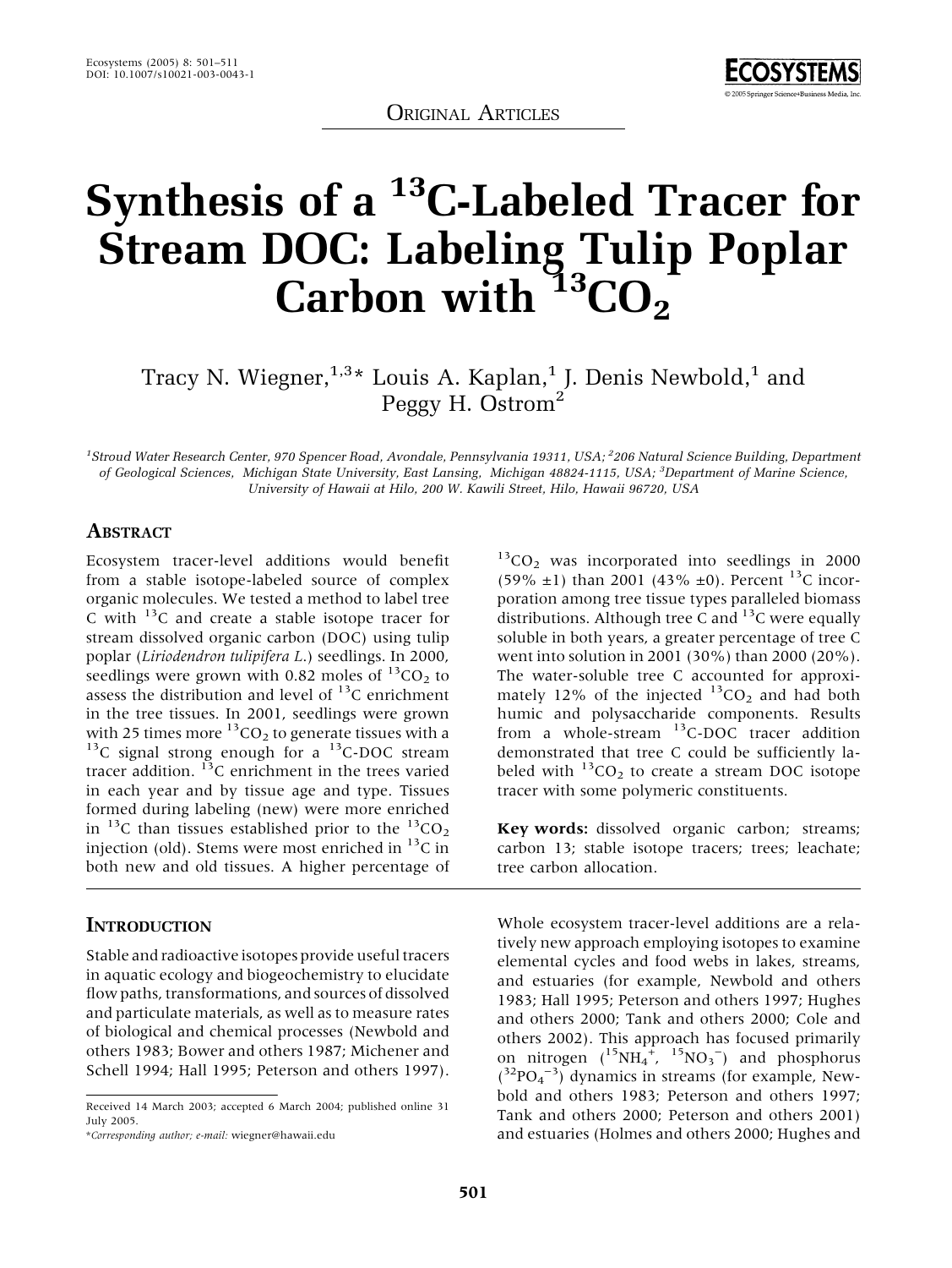ORIGINAL ARTICLES

# Synthesis of a $^{13}C$-Labeled Tracer for Stream DOC: Labeling Tulip Poplar Carbon with $^{13}CO_2$

Tracy N. Wiegner,[1,3]* Louis A. Kaplan,[1] J. Denis Newbold,[1] and Peggy H. Ostrom[2]

[1]Stroud Water Research Center, 970 Spencer Road, Avondale, Pennsylvania 19311, USA; [2]206 Natural Science Building, Department of Geological Sciences, Michigan State University, East Lansing, Michigan 48824-1115, USA; [3]Department of Marine Science, University of Hawaii at Hilo, 200 W. Kawili Street, Hilo, Hawaii 96720, USA

## ABSTRACT

Ecosystem tracer-level additions would benefit from a stable isotope-labeled source of complex organic molecules. We tested a method to label tree C with $^{13}C$ and create a stable isotope tracer for stream dissolved organic carbon (DOC) using tulip poplar (*Liriodendron tulipifera L.*) seedlings. In 2000, seedlings were grown with 0.82 moles of $^{13}CO_2$ to assess the distribution and level of $^{13}C$ enrichment in the tree tissues. In 2001, seedlings were grown with 25 times more $^{13}CO_2$ to generate tissues with a $^{13}C$ signal strong enough for a $^{13}C$-DOC stream tracer addition. $^{13}C$ enrichment in the trees varied in each year and by tissue age and type. Tissues formed during labeling (new) were more enriched in $^{13}C$ than tissues established prior to the $^{13}CO_2$ injection (old). Stems were most enriched in $^{13}C$ in both new and old tissues. A higher percentage of $^{13}CO_2$ was incorporated into seedlings in 2000 (59% ±1) than 2001 (43% ±0). Percent $^{13}C$ incorporation among tree tissue types paralleled biomass distributions. Although tree C and $^{13}C$ were equally soluble in both years, a greater percentage of tree C went into solution in 2001 (30%) than 2000 (20%). The water-soluble tree C accounted for approximately 12% of the injected $^{13}CO_2$ and had both humic and polysaccharide components. Results from a whole-stream $^{13}C$-DOC tracer addition demonstrated that tree C could be sufficiently labeled with $^{13}CO_2$ to create a stream DOC isotope tracer with some polymeric constituents.

**Key words:** dissolved organic carbon; streams; carbon 13; stable isotope tracers; trees; leachate; tree carbon allocation.

## INTRODUCTION

Stable and radioactive isotopes provide useful tracers in aquatic ecology and biogeochemistry to elucidate flow paths, transformations, and sources of dissolved and particulate materials, as well as to measure rates of biological and chemical processes (Newbold and others 1983; Bower and others 1987; Michener and Schell 1994; Hall 1995; Peterson and others 1997). Whole ecosystem tracer-level additions are a relatively new approach employing isotopes to examine elemental cycles and food webs in lakes, streams, and estuaries (for example, Newbold and others 1983; Hall 1995; Peterson and others 1997; Hughes and others 2000; Tank and others 2000; Cole and others 2002). This approach has focused primarily on nitrogen ($^{15}NH_4^+$, $^{15}NO_3^-$) and phosphorus ($^{32}PO_4^{-3}$) dynamics in streams (for example, Newbold and others 1983; Peterson and others 1997; Tank and others 2000; Peterson and others 2001) and estuaries (Holmes and others 2000; Hughes and

Received 14 March 2003; accepted 6 March 2004; published online 31 July 2005.

*Corresponding author; e-mail: wiegner@hawaii.edu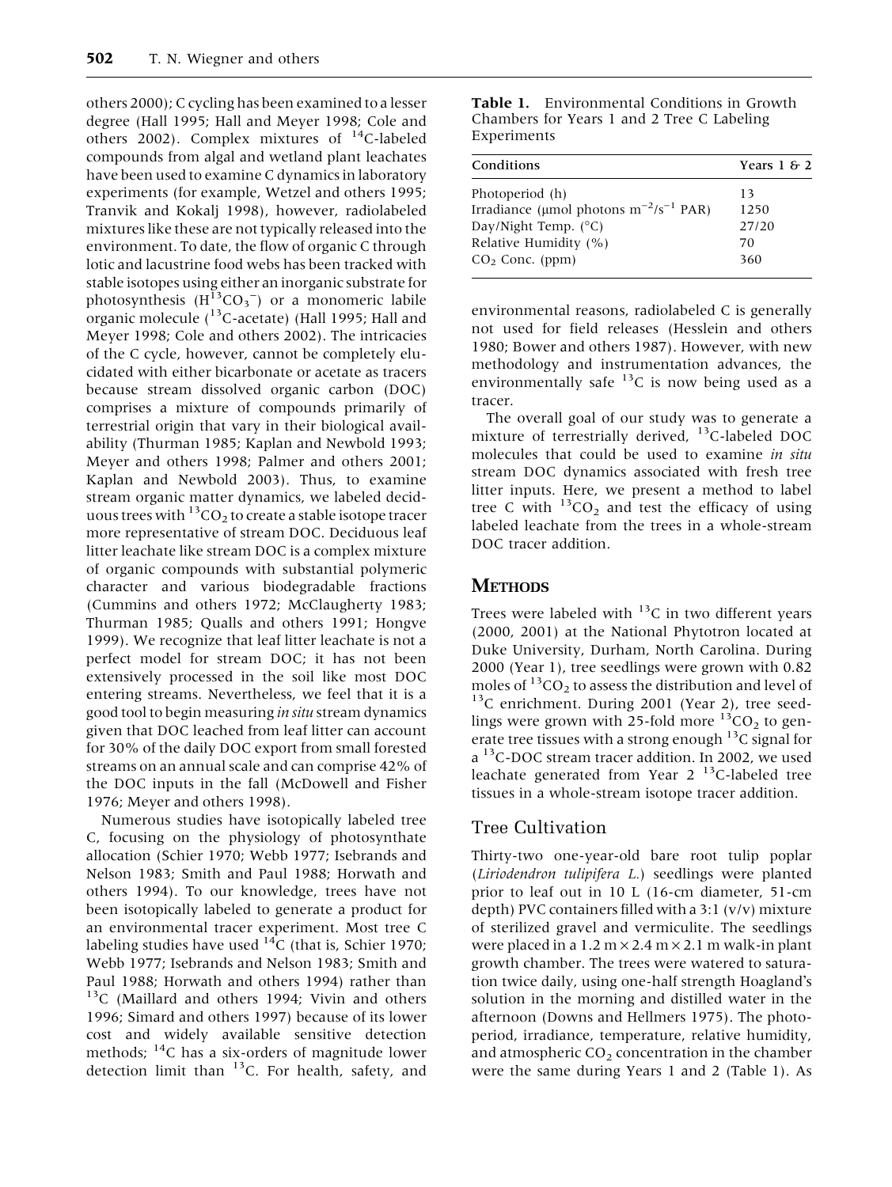others 2000); C cycling has been examined to a lesser degree (Hall 1995; Hall and Meyer 1998; Cole and others 2002). Complex mixtures of $^{14}C$-labeled compounds from algal and wetland plant leachates have been used to examine C dynamics in laboratory experiments (for example, Wetzel and others 1995; Tranvik and Kokalj 1998), however, radiolabeled mixtures like these are not typically released into the environment. To date, the flow of organic C through lotic and lacustrine food webs has been tracked with stable isotopes using either an inorganic substrate for photosynthesis ($H^{13}CO_3^-$) or a monomeric labile organic molecule ($^{13}C$-acetate) (Hall 1995; Hall and Meyer 1998; Cole and others 2002). The intricacies of the C cycle, however, cannot be completely elucidated with either bicarbonate or acetate as tracers because stream dissolved organic carbon (DOC) comprises a mixture of compounds primarily of terrestrial origin that vary in their biological availability (Thurman 1985; Kaplan and Newbold 1993; Meyer and others 1998; Palmer and others 2001; Kaplan and Newbold 2003). Thus, to examine stream organic matter dynamics, we labeled deciduous trees with $^{13}CO_2$ to create a stable isotope tracer more representative of stream DOC. Deciduous leaf litter leachate like stream DOC is a complex mixture of organic compounds with substantial polymeric character and various biodegradable fractions (Cummins and others 1972; McClaugherty 1983; Thurman 1985; Qualls and others 1991; Hongve 1999). We recognize that leaf litter leachate is not a perfect model for stream DOC; it has not been extensively processed in the soil like most DOC entering streams. Nevertheless, we feel that it is a good tool to begin measuring *in situ* stream dynamics given that DOC leached from leaf litter can account for 30% of the daily DOC export from small forested streams on an annual scale and can comprise 42% of the DOC inputs in the fall (McDowell and Fisher 1976; Meyer and others 1998).

Numerous studies have isotopically labeled tree C, focusing on the physiology of photosynthate allocation (Schier 1970; Webb 1977; Isebrands and Nelson 1983; Smith and Paul 1988; Horwath and others 1994). To our knowledge, trees have not been isotopically labeled to generate a product for an environmental tracer experiment. Most tree C labeling studies have used $^{14}C$ (that is, Schier 1970; Webb 1977; Isebrands and Nelson 1983; Smith and Paul 1988; Horwath and others 1994) rather than $^{13}C$ (Maillard and others 1994; Vivin and others 1996; Simard and others 1997) because of its lower cost and widely available sensitive detection methods; $^{14}C$ has a six-orders of magnitude lower detection limit than $^{13}C$. For health, safety, and environmental reasons, radiolabeled C is generally not used for field releases (Hesslein and others 1980; Bower and others 1987). However, with new methodology and instrumentation advances, the environmentally safe $^{13}C$ is now being used as a tracer.

**Table 1.** Environmental Conditions in Growth Chambers for Years 1 and 2 Tree C Labeling Experiments

| Conditions | Years 1 & 2 |
| --- | --- |
| Photoperiod (h) | 13 |
| Irradiance (μmol photons $m^{-2}/s^{-1}$ PAR) | 1250 |
| Day/Night Temp. (°C) | 27/20 |
| Relative Humidity (%) | 70 |
| $CO_2$ Conc. (ppm) | 360 |

The overall goal of our study was to generate a mixture of terrestrially derived, $^{13}C$-labeled DOC molecules that could be used to examine *in situ* stream DOC dynamics associated with fresh tree litter inputs. Here, we present a method to label tree C with $^{13}CO_2$ and test the efficacy of using labeled leachate from the trees in a whole-stream DOC tracer addition.

## Methods

Trees were labeled with $^{13}C$ in two different years (2000, 2001) at the National Phytotron located at Duke University, Durham, North Carolina. During 2000 (Year 1), tree seedlings were grown with 0.82 moles of $^{13}CO_2$ to assess the distribution and level of $^{13}C$ enrichment. During 2001 (Year 2), tree seedlings were grown with 25-fold more $^{13}CO_2$ to generate tree tissues with a strong enough $^{13}C$ signal for a $^{13}C$-DOC stream tracer addition. In 2002, we used leachate generated from Year 2 $^{13}C$-labeled tree tissues in a whole-stream isotope tracer addition.

### Tree Cultivation

Thirty-two one-year-old bare root tulip poplar (*Liriodendron tulipifera L.*) seedlings were planted prior to leaf out in 10 L (16-cm diameter, 51-cm depth) PVC containers filled with a 3:1 (v/v) mixture of sterilized gravel and vermiculite. The seedlings were placed in a 1.2 m × 2.4 m × 2.1 m walk-in plant growth chamber. The trees were watered to saturation twice daily, using one-half strength Hoagland's solution in the morning and distilled water in the afternoon (Downs and Hellmers 1975). The photoperiod, irradiance, temperature, relative humidity, and atmospheric $CO_2$ concentration in the chamber were the same during Years 1 and 2 (Table 1). As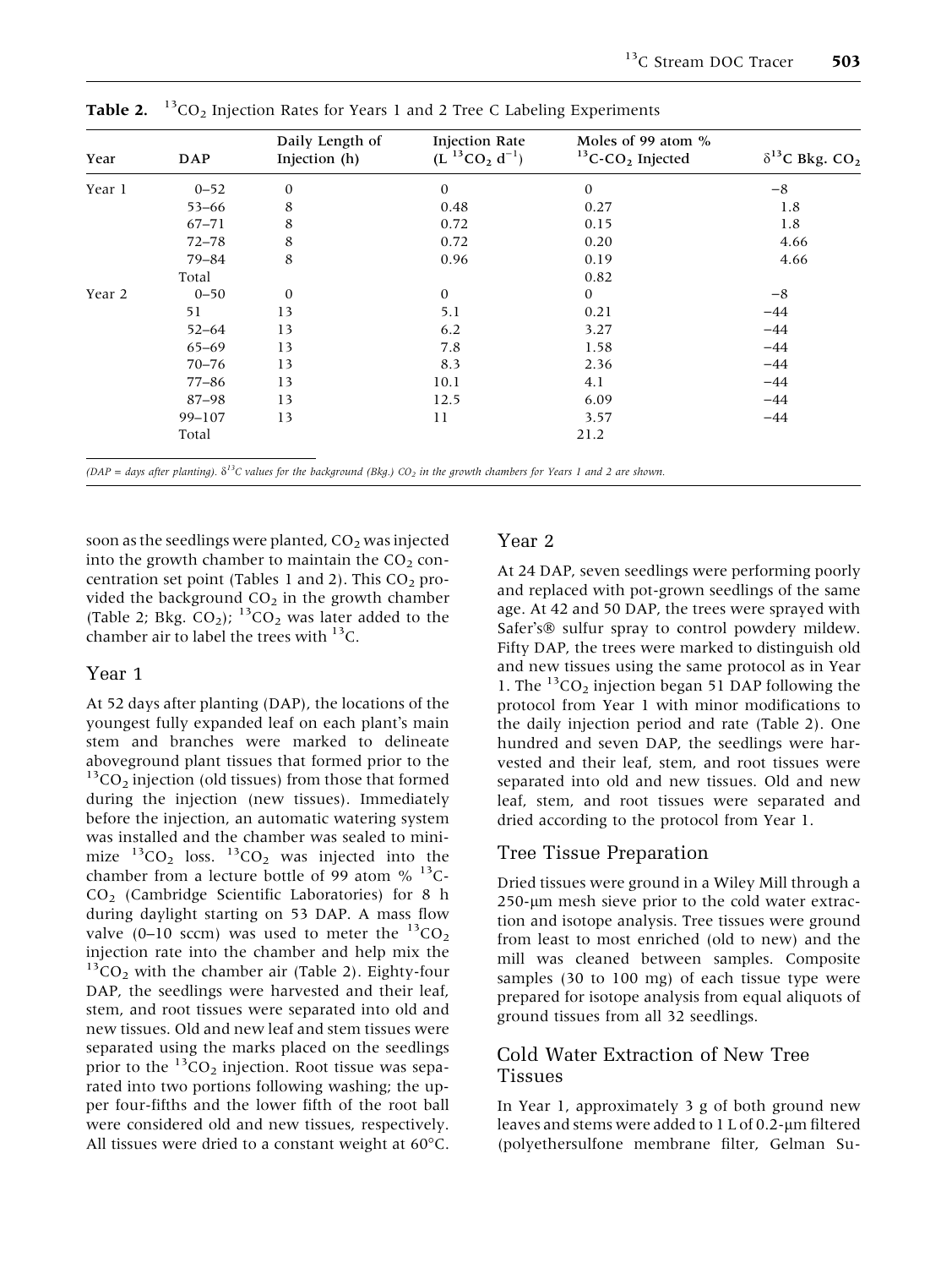**Table 2.** $^{13}CO_2$ Injection Rates for Years 1 and 2 Tree C Labeling Experiments

| Year | DAP | Daily Length of Injection (h) | Injection Rate ($L\ ^{13}CO_2\ d^{-1}$) | Moles of 99 atom % $^{13}C$-$CO_2$ Injected | $\delta^{13}C$ Bkg. $CO_2$ |
|---|---|---|---|---|---|
| Year 1 | 0–52 | 0 | 0 | 0 | −8 |
| | 53–66 | 8 | 0.48 | 0.27 | 1.8 |
| | 67–71 | 8 | 0.72 | 0.15 | 1.8 |
| | 72–78 | 8 | 0.72 | 0.20 | 4.66 |
| | 79–84 | 8 | 0.96 | 0.19 | 4.66 |
| | Total | | | 0.82 | |
| Year 2 | 0–50 | 0 | 0 | 0 | −8 |
| | 51 | 13 | 5.1 | 0.21 | −44 |
| | 52–64 | 13 | 6.2 | 3.27 | −44 |
| | 65–69 | 13 | 7.8 | 1.58 | −44 |
| | 70–76 | 13 | 8.3 | 2.36 | −44 |
| | 77–86 | 13 | 10.1 | 4.1 | −44 |
| | 87–98 | 13 | 12.5 | 6.09 | −44 |
| | 99–107 | 13 | 11 | 3.57 | −44 |
| | Total | | | 21.2 | |

*(DAP = days after planting). $\delta^{13}C$ values for the background (Bkg.) $CO_2$ in the growth chambers for Years 1 and 2 are shown.*

soon as the seedlings were planted, $CO_2$ was injected into the growth chamber to maintain the $CO_2$ concentration set point (Tables 1 and 2). This $CO_2$ provided the background $CO_2$ in the growth chamber (Table 2; Bkg. $CO_2$); $^{13}CO_2$ was later added to the chamber air to label the trees with $^{13}C$.

## Year 1

At 52 days after planting (DAP), the locations of the youngest fully expanded leaf on each plant's main stem and branches were marked to delineate aboveground plant tissues that formed prior to the $^{13}CO_2$ injection (old tissues) from those that formed during the injection (new tissues). Immediately before the injection, an automatic watering system was installed and the chamber was sealed to minimize $^{13}CO_2$ loss. $^{13}CO_2$ was injected into the chamber from a lecture bottle of 99 atom % $^{13}C$-$CO_2$ (Cambridge Scientific Laboratories) for 8 h during daylight starting on 53 DAP. A mass flow valve (0–10 sccm) was used to meter the $^{13}CO_2$ injection rate into the chamber and help mix the $^{13}CO_2$ with the chamber air (Table 2). Eighty-four DAP, the seedlings were harvested and their leaf, stem, and root tissues were separated into old and new tissues. Old and new leaf and stem tissues were separated using the marks placed on the seedlings prior to the $^{13}CO_2$ injection. Root tissue was separated into two portions following washing; the upper four-fifths and the lower fifth of the root ball were considered old and new tissues, respectively. All tissues were dried to a constant weight at 60°C.

## Year 2

At 24 DAP, seven seedlings were performing poorly and replaced with pot-grown seedlings of the same age. At 42 and 50 DAP, the trees were sprayed with Safer's® sulfur spray to control powdery mildew. Fifty DAP, the trees were marked to distinguish old and new tissues using the same protocol as in Year 1. The $^{13}CO_2$ injection began 51 DAP following the protocol from Year 1 with minor modifications to the daily injection period and rate (Table 2). One hundred and seven DAP, the seedlings were harvested and their leaf, stem, and root tissues were separated into old and new tissues. Old and new leaf, stem, and root tissues were separated and dried according to the protocol from Year 1.

## Tree Tissue Preparation

Dried tissues were ground in a Wiley Mill through a 250-μm mesh sieve prior to the cold water extraction and isotope analysis. Tree tissues were ground from least to most enriched (old to new) and the mill was cleaned between samples. Composite samples (30 to 100 mg) of each tissue type were prepared for isotope analysis from equal aliquots of ground tissues from all 32 seedlings.

## Cold Water Extraction of New Tree Tissues

In Year 1, approximately 3 g of both ground new leaves and stems were added to 1 L of 0.2-μm filtered (polyethersulfone membrane filter, Gelman Su-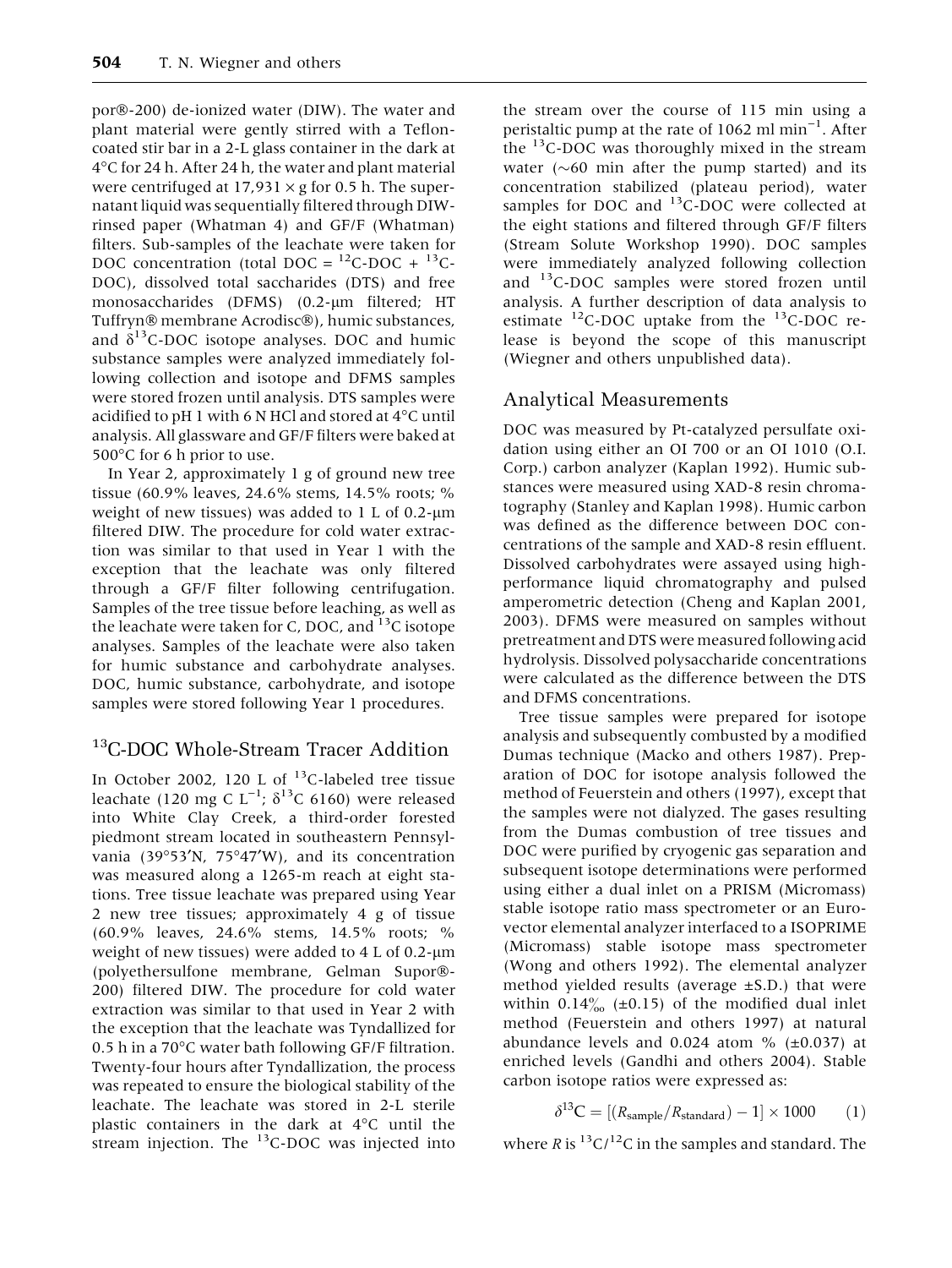por®-200) de-ionized water (DIW). The water and plant material were gently stirred with a Teflon-coated stir bar in a 2-L glass container in the dark at 4°C for 24 h. After 24 h, the water and plant material were centrifuged at 17,931 × g for 0.5 h. The supernatant liquid was sequentially filtered through DIW-rinsed paper (Whatman 4) and GF/F (Whatman) filters. Sub-samples of the leachate were taken for DOC concentration (total DOC = $^{12}$C-DOC + $^{13}$C-DOC), dissolved total saccharides (DTS) and free monosaccharides (DFMS) (0.2-μm filtered; HT Tuffryn® membrane Acrodisc®), humic substances, and $\delta^{13}$C-DOC isotope analyses. DOC and humic substance samples were analyzed immediately following collection and isotope and DFMS samples were stored frozen until analysis. DTS samples were acidified to pH 1 with 6 N HCl and stored at 4°C until analysis. All glassware and GF/F filters were baked at 500°C for 6 h prior to use.

In Year 2, approximately 1 g of ground new tree tissue (60.9% leaves, 24.6% stems, 14.5% roots; % weight of new tissues) was added to 1 L of 0.2-μm filtered DIW. The procedure for cold water extraction was similar to that used in Year 1 with the exception that the leachate was only filtered through a GF/F filter following centrifugation. Samples of the tree tissue before leaching, as well as the leachate were taken for C, DOC, and $^{13}$C isotope analyses. Samples of the leachate were also taken for humic substance and carbohydrate analyses. DOC, humic substance, carbohydrate, and isotope samples were stored following Year 1 procedures.

## $^{13}$C-DOC Whole-Stream Tracer Addition

In October 2002, 120 L of $^{13}$C-labeled tree tissue leachate (120 mg C L$^{-1}$; $\delta^{13}$C 6160) were released into White Clay Creek, a third-order forested piedmont stream located in southeastern Pennsylvania (39°53′N, 75°47′W), and its concentration was measured along a 1265-m reach at eight stations. Tree tissue leachate was prepared using Year 2 new tree tissues; approximately 4 g of tissue (60.9% leaves, 24.6% stems, 14.5% roots; % weight of new tissues) were added to 4 L of 0.2-μm (polyethersulfone membrane, Gelman Supor®-200) filtered DIW. The procedure for cold water extraction was similar to that used in Year 2 with the exception that the leachate was Tyndallized for 0.5 h in a 70°C water bath following GF/F filtration. Twenty-four hours after Tyndallization, the process was repeated to ensure the biological stability of the leachate. The leachate was stored in 2-L sterile plastic containers in the dark at 4°C until the stream injection. The $^{13}$C-DOC was injected into the stream over the course of 115 min using a peristaltic pump at the rate of 1062 ml min$^{-1}$. After the $^{13}$C-DOC was thoroughly mixed in the stream water (~60 min after the pump started) and its concentration stabilized (plateau period), water samples for DOC and $^{13}$C-DOC were collected at the eight stations and filtered through GF/F filters (Stream Solute Workshop 1990). DOC samples were immediately analyzed following collection and $^{13}$C-DOC samples were stored frozen until analysis. A further description of data analysis to estimate $^{12}$C-DOC uptake from the $^{13}$C-DOC release is beyond the scope of this manuscript (Wiegner and others unpublished data).

## Analytical Measurements

DOC was measured by Pt-catalyzed persulfate oxidation using either an OI 700 or an OI 1010 (O.I. Corp.) carbon analyzer (Kaplan 1992). Humic substances were measured using XAD-8 resin chromatography (Stanley and Kaplan 1998). Humic carbon was defined as the difference between DOC concentrations of the sample and XAD-8 resin effluent. Dissolved carbohydrates were assayed using high-performance liquid chromatography and pulsed amperometric detection (Cheng and Kaplan 2001, 2003). DFMS were measured on samples without pretreatment and DTS were measured following acid hydrolysis. Dissolved polysaccharide concentrations were calculated as the difference between the DTS and DFMS concentrations.

Tree tissue samples were prepared for isotope analysis and subsequently combusted by a modified Dumas technique (Macko and others 1987). Preparation of DOC for isotope analysis followed the method of Feuerstein and others (1997), except that the samples were not dialyzed. The gases resulting from the Dumas combustion of tree tissues and DOC were purified by cryogenic gas separation and subsequent isotope determinations were performed using either a dual inlet on a PRISM (Micromass) stable isotope ratio mass spectrometer or an Eurovector elemental analyzer interfaced to a ISOPRIME (Micromass) stable isotope mass spectrometer (Wong and others 1992). The elemental analyzer method yielded results (average ±S.D.) that were within 0.14‰ (±0.15) of the modified dual inlet method (Feuerstein and others 1997) at natural abundance levels and 0.024 atom % (±0.037) at enriched levels (Gandhi and others 2004). Stable carbon isotope ratios were expressed as:

$$\delta^{13}\text{C} = [(R_{\text{sample}}/R_{\text{standard}}) - 1] \times 1000 \qquad (1)$$

where $R$ is $^{13}$C/$^{12}$C in the samples and standard. The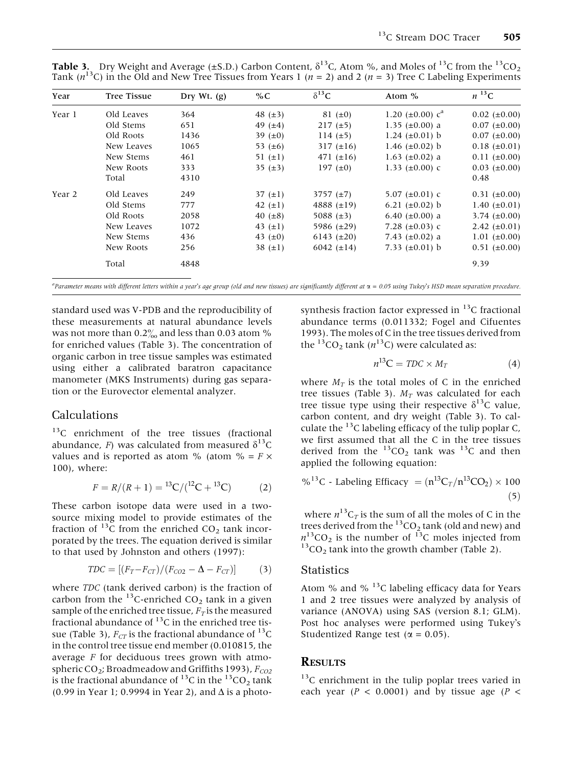**Table 3.** Dry Weight and Average (±S.D.) Carbon Content, $\delta^{13}C$, Atom %, and Moles of $^{13}C$ from the $^{13}CO_2$ Tank ($n^{13}C$) in the Old and New Tree Tissues from Years 1 ($n = 2$) and 2 ($n = 3$) Tree C Labeling Experiments

| Year | Tree Tissue | Dry Wt. (g) | %C | $\delta^{13}C$ | Atom % | $n\ ^{13}C$ |
|---|---|---|---|---|---|---|
| Year 1 | Old Leaves | 364 | 48 (±3) | 81 (±0) | 1.20 (±0.00) c[a] | 0.02 (±0.00) |
| | Old Stems | 651 | 49 (±4) | 217 (±5) | 1.35 (±0.00) a | 0.07 (±0.00) |
| | Old Roots | 1436 | 39 (±0) | 114 (±5) | 1.24 (±0.01) b | 0.07 (±0.00) |
| | New Leaves | 1065 | 53 (±6) | 317 (±16) | 1.46 (±0.02) b | 0.18 (±0.01) |
| | New Stems | 461 | 51 (±1) | 471 (±16) | 1.63 (±0.02) a | 0.11 (±0.00) |
| | New Roots | 333 | 35 (±3) | 197 (±0) | 1.33 (±0.00) c | 0.03 (±0.00) |
| | Total | 4310 | | | | 0.48 |
| Year 2 | Old Leaves | 249 | 37 (±1) | 3757 (±7) | 5.07 (±0.01) c | 0.31 (±0.00) |
| | Old Stems | 777 | 42 (±1) | 4888 (±19) | 6.21 (±0.02) b | 1.40 (±0.01) |
| | Old Roots | 2058 | 40 (±8) | 5088 (±3) | 6.40 (±0.00) a | 3.74 (±0.00) |
| | New Leaves | 1072 | 43 (±1) | 5986 (±29) | 7.28 (±0.03) c | 2.42 (±0.01) |
| | New Stems | 436 | 43 (±0) | 6143 (±20) | 7.43 (±0.02) a | 1.01 (±0.00) |
| | New Roots | 256 | 38 (±1) | 6042 (±14) | 7.33 (±0.01) b | 0.51 (±0.00) |
| | Total | 4848 | | | | 9.39 |

[a]*Parameter means with different letters within a year's age group (old and new tissues) are significantly different at $\alpha = 0.05$ using Tukey's HSD mean separation procedure.*

standard used was V-PDB and the reproducibility of these measurements at natural abundance levels was not more than 0.2‰ and less than 0.03 atom % for enriched values (Table 3). The concentration of organic carbon in tree tissue samples was estimated using either a calibrated baratron capacitance manometer (MKS Instruments) during gas separation or the Eurovector elemental analyzer.

## Calculations

$^{13}C$ enrichment of the tree tissues (fractional abundance, $F$) was calculated from measured $\delta^{13}C$ values and is reported as atom % (atom % = $F \times 100$), where:

$$F = R/(R+1) = {}^{13}C/({}^{12}C + {}^{13}C) \tag{2}$$

These carbon isotope data were used in a two-source mixing model to provide estimates of the fraction of $^{13}C$ from the enriched $CO_2$ tank incorporated by the trees. The equation derived is similar to that used by Johnston and others (1997):

$$TDC = [(F_T - F_{CT})/(F_{CO2} - \Delta - F_{CT})] \tag{3}$$

where *TDC* (tank derived carbon) is the fraction of carbon from the $^{13}C$-enriched $CO_2$ tank in a given sample of the enriched tree tissue, $F_T$ is the measured fractional abundance of $^{13}C$ in the enriched tree tissue (Table 3), $F_{CT}$ is the fractional abundance of $^{13}C$ in the control tree tissue end member (0.010815, the average $F$ for deciduous trees grown with atmospheric $CO_2$; Broadmeadow and Griffiths 1993), $F_{CO2}$ is the fractional abundance of $^{13}C$ in the $^{13}CO_2$ tank (0.99 in Year 1; 0.9994 in Year 2), and $\Delta$ is a photosynthesis fraction factor expressed in $^{13}C$ fractional abundance terms (0.011332; Fogel and Cifuentes 1993). The moles of C in the tree tissues derived from the $^{13}CO_2$ tank ($n^{13}C$) were calculated as:

$$n^{13}C = TDC \times M_T \tag{4}$$

where $M_T$ is the total moles of C in the enriched tree tissues (Table 3). $M_T$ was calculated for each tree tissue type using their respective $\delta^{13}C$ value, carbon content, and dry weight (Table 3). To calculate the $^{13}C$ labeling efficacy of the tulip poplar C, we first assumed that all the C in the tree tissues derived from the $^{13}CO_2$ tank was $^{13}C$ and then applied the following equation:

$$\%^{13}C\text{ - Labeling Efficacy } = (n^{13}C_T/n^{13}CO_2) \times 100 \tag{5}$$

where $n^{13}C_T$ is the sum of all the moles of C in the trees derived from the $^{13}CO_2$ tank (old and new) and $n^{13}CO_2$ is the number of $^{13}C$ moles injected from $^{13}CO_2$ tank into the growth chamber (Table 2).

## Statistics

Atom % and % $^{13}C$ labeling efficacy data for Years 1 and 2 tree tissues were analyzed by analysis of variance (ANOVA) using SAS (version 8.1; GLM). Post hoc analyses were performed using Tukey's Studentized Range test ($\alpha = 0.05$).

# Results

$^{13}C$ enrichment in the tulip poplar trees varied in each year ($P < 0.0001$) and by tissue age ($P <$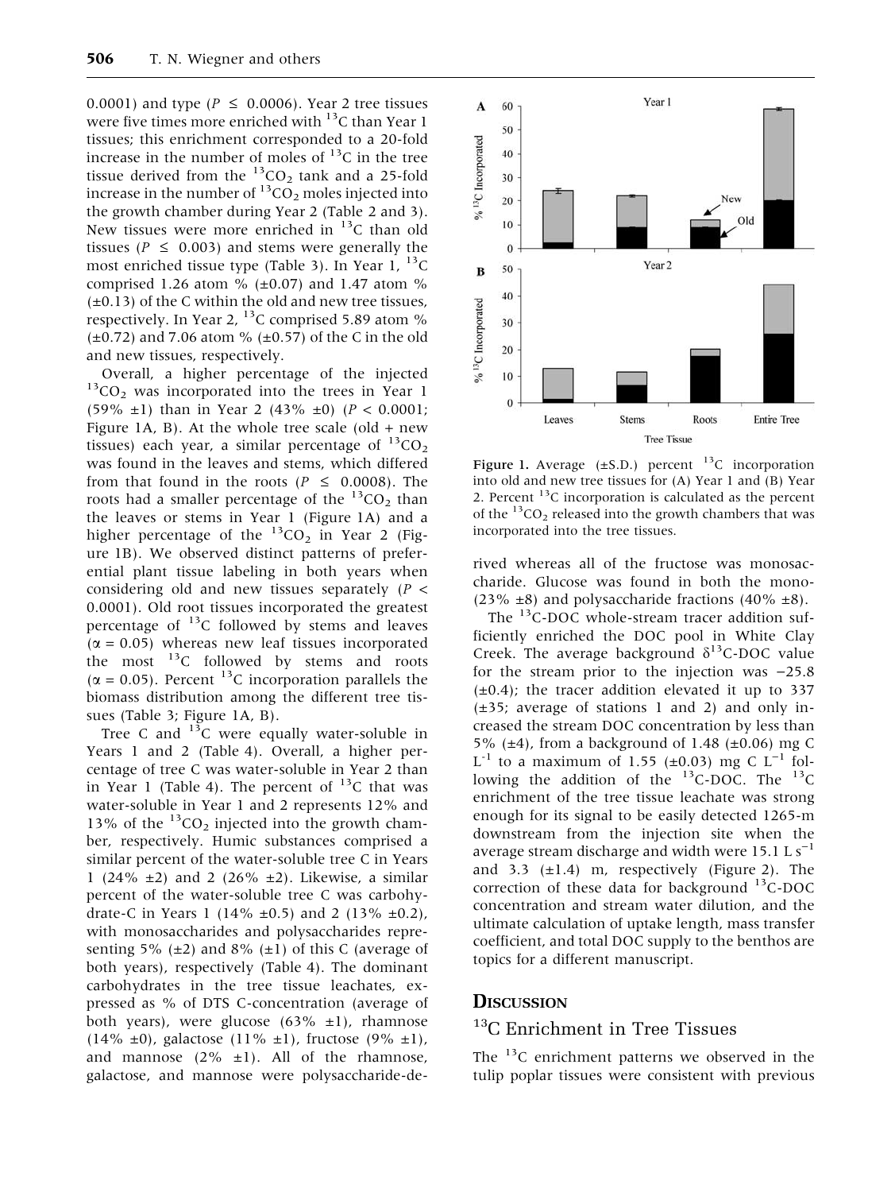0.0001) and type ($P \leq 0.0006$). Year 2 tree tissues were five times more enriched with $^{13}C$ than Year 1 tissues; this enrichment corresponded to a 20-fold increase in the number of moles of $^{13}C$ in the tree tissue derived from the $^{13}CO_2$ tank and a 25-fold increase in the number of $^{13}CO_2$ moles injected into the growth chamber during Year 2 (Table 2 and 3). New tissues were more enriched in $^{13}C$ than old tissues ($P \leq 0.003$) and stems were generally the most enriched tissue type (Table 3). In Year 1, $^{13}C$ comprised 1.26 atom % (±0.07) and 1.47 atom % (±0.13) of the C within the old and new tree tissues, respectively. In Year 2, $^{13}C$ comprised 5.89 atom % (±0.72) and 7.06 atom % (±0.57) of the C in the old and new tissues, respectively.

Overall, a higher percentage of the injected $^{13}CO_2$ was incorporated into the trees in Year 1 (59% ±1) than in Year 2 (43% ±0) ($P < 0.0001$; Figure 1A, B). At the whole tree scale (old + new tissues) each year, a similar percentage of $^{13}CO_2$ was found in the leaves and stems, which differed from that found in the roots ($P \leq 0.0008$). The roots had a smaller percentage of the $^{13}CO_2$ than the leaves or stems in Year 1 (Figure 1A) and a higher percentage of the $^{13}CO_2$ in Year 2 (Figure 1B). We observed distinct patterns of preferential plant tissue labeling in both years when considering old and new tissues separately ($P < 0.0001$). Old root tissues incorporated the greatest percentage of $^{13}C$ followed by stems and leaves ($\alpha = 0.05$) whereas new leaf tissues incorporated the most $^{13}C$ followed by stems and roots ($\alpha = 0.05$). Percent $^{13}C$ incorporation parallels the biomass distribution among the different tree tissues (Table 3; Figure 1A, B).

Tree C and $^{13}C$ were equally water-soluble in Years 1 and 2 (Table 4). Overall, a higher percentage of tree C was water-soluble in Year 2 than in Year 1 (Table 4). The percent of $^{13}C$ that was water-soluble in Year 1 and 2 represents 12% and 13% of the $^{13}CO_2$ injected into the growth chamber, respectively. Humic substances comprised a similar percent of the water-soluble tree C in Years 1 (24% ±2) and 2 (26% ±2). Likewise, a similar percent of the water-soluble tree C was carbohydrate-C in Years 1 (14% ±0.5) and 2 (13% ±0.2), with monosaccharides and polysaccharides representing 5% (±2) and 8% (±1) of this C (average of both years), respectively (Table 4). The dominant carbohydrates in the tree tissue leachates, expressed as % of DTS C-concentration (average of both years), were glucose (63% ±1), rhamnose (14% ±0), galactose (11% ±1), fructose (9% ±1), and mannose (2% ±1). All of the rhamnose, galactose, and mannose were polysaccharide-derived whereas all of the fructose was monosaccharide. Glucose was found in both the mono- (23% ±8) and polysaccharide fractions (40% ±8).

Figure 1. Average (±S.D.) percent $^{13}C$ incorporation into old and new tree tissues for (A) Year 1 and (B) Year 2. Percent $^{13}C$ incorporation is calculated as the percent of the $^{13}CO_2$ released into the growth chambers that was incorporated into the tree tissues.

The $^{13}C$-DOC whole-stream tracer addition sufficiently enriched the DOC pool in White Clay Creek. The average background $\delta^{13}C$-DOC value for the stream prior to the injection was −25.8 (±0.4); the tracer addition elevated it up to 337 (±35; average of stations 1 and 2) and only increased the stream DOC concentration by less than 5% (±4), from a background of 1.48 (±0.06) mg C $L^{-1}$ to a maximum of 1.55 (±0.03) mg C $L^{-1}$ following the addition of the $^{13}C$-DOC. The $^{13}C$ enrichment of the tree tissue leachate was strong enough for its signal to be easily detected 1265-m downstream from the injection site when the average stream discharge and width were 15.1 L $s^{-1}$ and 3.3 (±1.4) m, respectively (Figure 2). The correction of these data for background $^{13}C$-DOC concentration and stream water dilution, and the ultimate calculation of uptake length, mass transfer coefficient, and total DOC supply to the benthos are topics for a different manuscript.

## Discussion

### $^{13}C$ Enrichment in Tree Tissues

The $^{13}C$ enrichment patterns we observed in the tulip poplar tissues were consistent with previous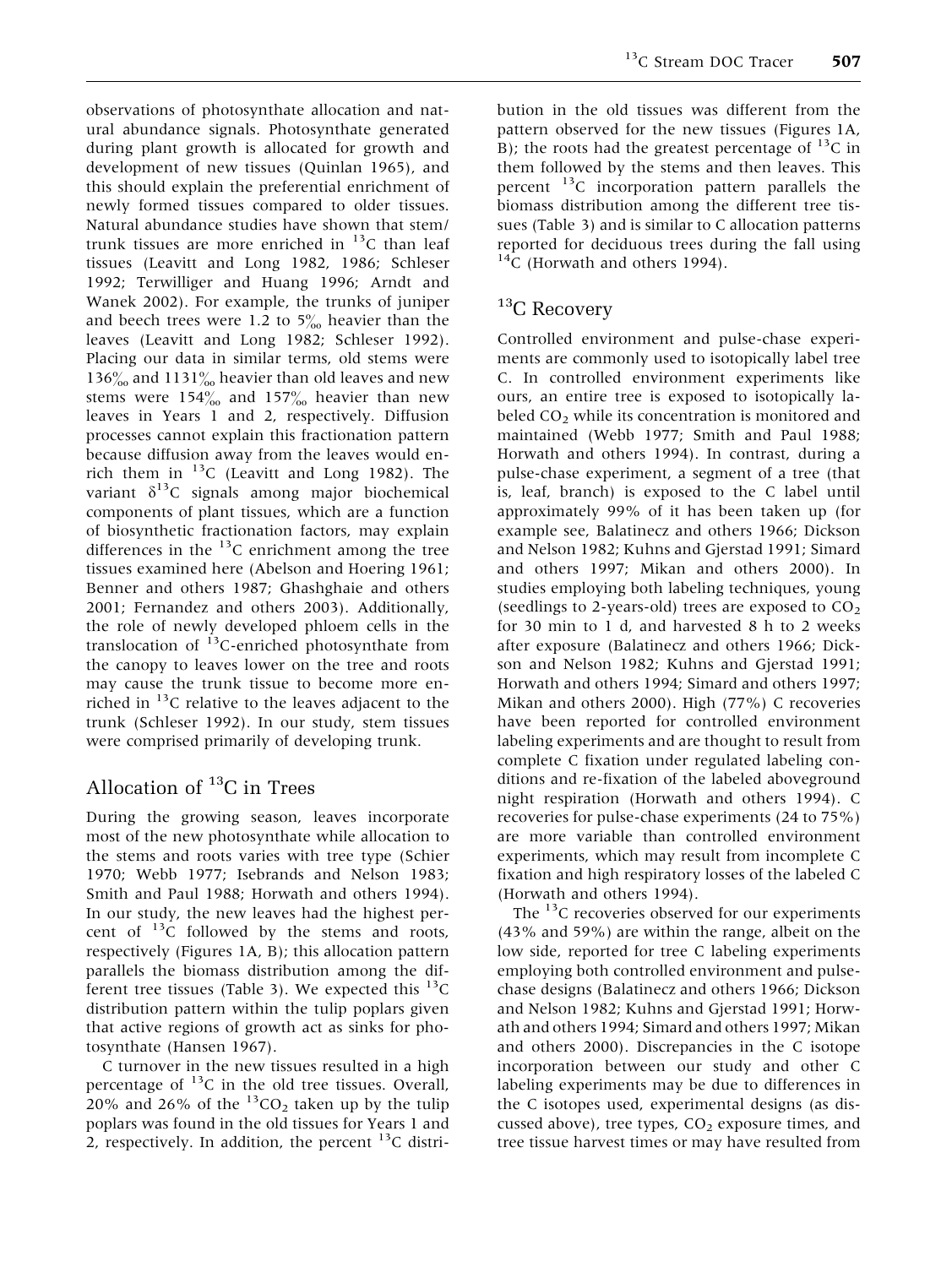observations of photosynthate allocation and natural abundance signals. Photosynthate generated during plant growth is allocated for growth and development of new tissues (Quinlan 1965), and this should explain the preferential enrichment of newly formed tissues compared to older tissues. Natural abundance studies have shown that stem/trunk tissues are more enriched in $^{13}C$ than leaf tissues (Leavitt and Long 1982, 1986; Schleser 1992; Terwilliger and Huang 1996; Arndt and Wanek 2002). For example, the trunks of juniper and beech trees were 1.2 to 5‰ heavier than the leaves (Leavitt and Long 1982; Schleser 1992). Placing our data in similar terms, old stems were 136‰ and 1131‰ heavier than old leaves and new stems were 154‰ and 157‰ heavier than new leaves in Years 1 and 2, respectively. Diffusion processes cannot explain this fractionation pattern because diffusion away from the leaves would enrich them in $^{13}C$ (Leavitt and Long 1982). The variant $\delta^{13}C$ signals among major biochemical components of plant tissues, which are a function of biosynthetic fractionation factors, may explain differences in the $^{13}C$ enrichment among the tree tissues examined here (Abelson and Hoering 1961; Benner and others 1987; Ghashghaie and others 2001; Fernandez and others 2003). Additionally, the role of newly developed phloem cells in the translocation of $^{13}C$-enriched photosynthate from the canopy to leaves lower on the tree and roots may cause the trunk tissue to become more enriched in $^{13}C$ relative to the leaves adjacent to the trunk (Schleser 1992). In our study, stem tissues were comprised primarily of developing trunk.

## Allocation of $^{13}C$ in Trees

During the growing season, leaves incorporate most of the new photosynthate while allocation to the stems and roots varies with tree type (Schier 1970; Webb 1977; Isebrands and Nelson 1983; Smith and Paul 1988; Horwath and others 1994). In our study, the new leaves had the highest percent of $^{13}C$ followed by the stems and roots, respectively (Figures 1A, B); this allocation pattern parallels the biomass distribution among the different tree tissues (Table 3). We expected this $^{13}C$ distribution pattern within the tulip poplars given that active regions of growth act as sinks for photosynthate (Hansen 1967).

C turnover in the new tissues resulted in a high percentage of $^{13}C$ in the old tree tissues. Overall, 20% and 26% of the $^{13}CO_2$ taken up by the tulip poplars was found in the old tissues for Years 1 and 2, respectively. In addition, the percent $^{13}C$ distribution in the old tissues was different from the pattern observed for the new tissues (Figures 1A, B); the roots had the greatest percentage of $^{13}C$ in them followed by the stems and then leaves. This percent $^{13}C$ incorporation pattern parallels the biomass distribution among the different tree tissues (Table 3) and is similar to C allocation patterns reported for deciduous trees during the fall using $^{14}C$ (Horwath and others 1994).

## $^{13}C$ Recovery

Controlled environment and pulse-chase experiments are commonly used to isotopically label tree C. In controlled environment experiments like ours, an entire tree is exposed to isotopically labeled $CO_2$ while its concentration is monitored and maintained (Webb 1977; Smith and Paul 1988; Horwath and others 1994). In contrast, during a pulse-chase experiment, a segment of a tree (that is, leaf, branch) is exposed to the C label until approximately 99% of it has been taken up (for example see, Balatinecz and others 1966; Dickson and Nelson 1982; Kuhns and Gjerstad 1991; Simard and others 1997; Mikan and others 2000). In studies employing both labeling techniques, young (seedlings to 2-years-old) trees are exposed to $CO_2$ for 30 min to 1 d, and harvested 8 h to 2 weeks after exposure (Balatinecz and others 1966; Dickson and Nelson 1982; Kuhns and Gjerstad 1991; Horwath and others 1994; Simard and others 1997; Mikan and others 2000). High (77%) C recoveries have been reported for controlled environment labeling experiments and are thought to result from complete C fixation under regulated labeling conditions and re-fixation of the labeled aboveground night respiration (Horwath and others 1994). C recoveries for pulse-chase experiments (24 to 75%) are more variable than controlled environment experiments, which may result from incomplete C fixation and high respiratory losses of the labeled C (Horwath and others 1994).

The $^{13}C$ recoveries observed for our experiments (43% and 59%) are within the range, albeit on the low side, reported for tree C labeling experiments employing both controlled environment and pulse-chase designs (Balatinecz and others 1966; Dickson and Nelson 1982; Kuhns and Gjerstad 1991; Horwath and others 1994; Simard and others 1997; Mikan and others 2000). Discrepancies in the C isotope incorporation between our study and other C labeling experiments may be due to differences in the C isotopes used, experimental designs (as discussed above), tree types, $CO_2$ exposure times, and tree tissue harvest times or may have resulted from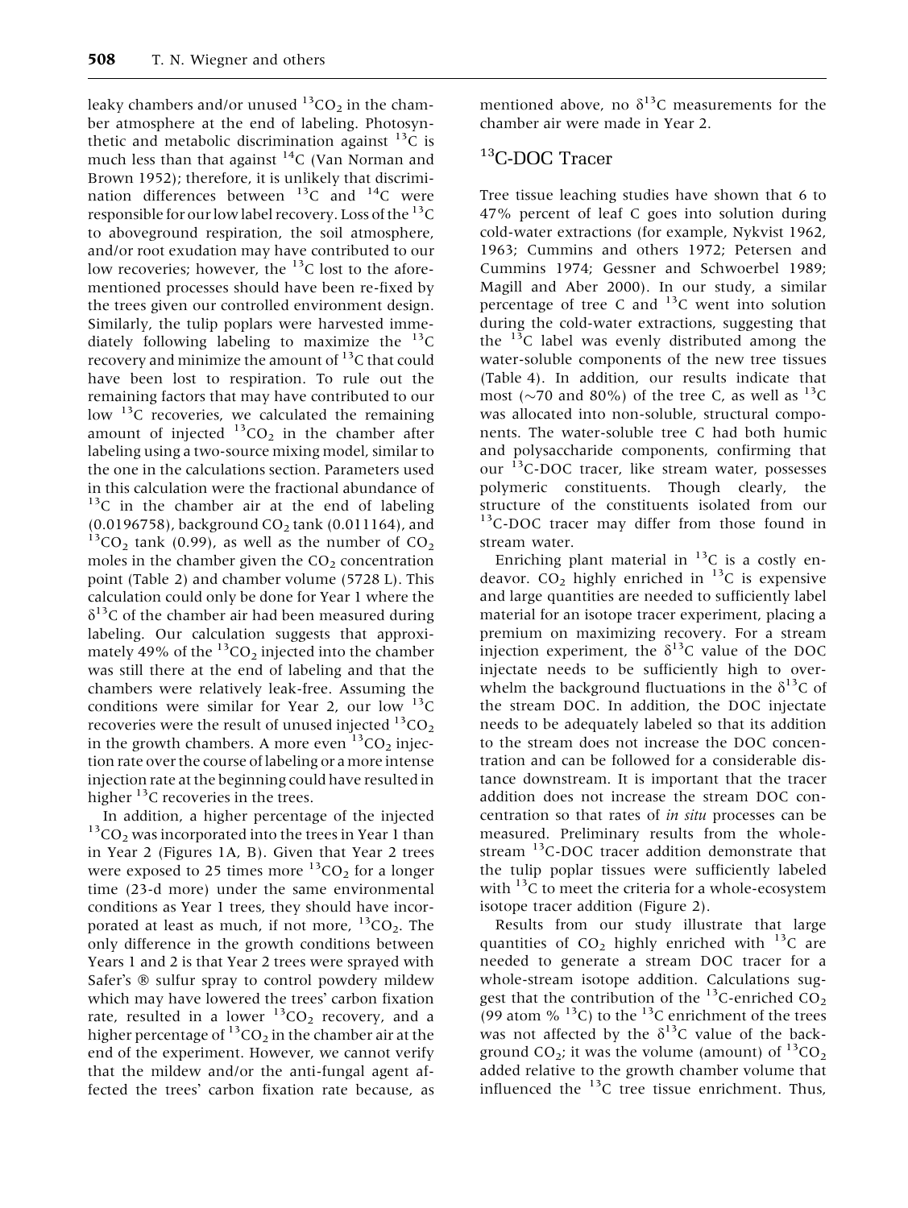leaky chambers and/or unused $^{13}CO_2$ in the chamber atmosphere at the end of labeling. Photosynthetic and metabolic discrimination against $^{13}C$ is much less than that against $^{14}C$ (Van Norman and Brown 1952); therefore, it is unlikely that discrimination differences between $^{13}C$ and $^{14}C$ were responsible for our low label recovery. Loss of the $^{13}C$ to aboveground respiration, the soil atmosphere, and/or root exudation may have contributed to our low recoveries; however, the $^{13}C$ lost to the aforementioned processes should have been re-fixed by the trees given our controlled environment design. Similarly, the tulip poplars were harvested immediately following labeling to maximize the $^{13}C$ recovery and minimize the amount of $^{13}C$ that could have been lost to respiration. To rule out the remaining factors that may have contributed to our low $^{13}C$ recoveries, we calculated the remaining amount of injected $^{13}CO_2$ in the chamber after labeling using a two-source mixing model, similar to the one in the calculations section. Parameters used in this calculation were the fractional abundance of $^{13}C$ in the chamber air at the end of labeling (0.0196758), background $CO_2$ tank (0.011164), and $^{13}CO_2$ tank (0.99), as well as the number of $CO_2$ moles in the chamber given the $CO_2$ concentration point (Table 2) and chamber volume (5728 L). This calculation could only be done for Year 1 where the $\delta^{13}C$ of the chamber air had been measured during labeling. Our calculation suggests that approximately 49% of the $^{13}CO_2$ injected into the chamber was still there at the end of labeling and that the chambers were relatively leak-free. Assuming the conditions were similar for Year 2, our low $^{13}C$ recoveries were the result of unused injected $^{13}CO_2$ in the growth chambers. A more even $^{13}CO_2$ injection rate over the course of labeling or a more intense injection rate at the beginning could have resulted in higher $^{13}C$ recoveries in the trees.

In addition, a higher percentage of the injected $^{13}CO_2$ was incorporated into the trees in Year 1 than in Year 2 (Figures 1A, B). Given that Year 2 trees were exposed to 25 times more $^{13}CO_2$ for a longer time (23-d more) under the same environmental conditions as Year 1 trees, they should have incorporated at least as much, if not more, $^{13}CO_2$. The only difference in the growth conditions between Years 1 and 2 is that Year 2 trees were sprayed with Safer's ® sulfur spray to control powdery mildew which may have lowered the trees' carbon fixation rate, resulted in a lower $^{13}CO_2$ recovery, and a higher percentage of $^{13}CO_2$ in the chamber air at the end of the experiment. However, we cannot verify that the mildew and/or the anti-fungal agent affected the trees' carbon fixation rate because, as mentioned above, no $\delta^{13}C$ measurements for the chamber air were made in Year 2.

## $^{13}C$-DOC Tracer

Tree tissue leaching studies have shown that 6 to 47% percent of leaf C goes into solution during cold-water extractions (for example, Nykvist 1962, 1963; Cummins and others 1972; Petersen and Cummins 1974; Gessner and Schwoerbel 1989; Magill and Aber 2000). In our study, a similar percentage of tree C and $^{13}C$ went into solution during the cold-water extractions, suggesting that the $^{13}C$ label was evenly distributed among the water-soluble components of the new tree tissues (Table 4). In addition, our results indicate that most (~70 and 80%) of the tree C, as well as $^{13}C$ was allocated into non-soluble, structural components. The water-soluble tree C had both humic and polysaccharide components, confirming that our $^{13}C$-DOC tracer, like stream water, possesses polymeric constituents. Though clearly, the structure of the constituents isolated from our $^{13}C$-DOC tracer may differ from those found in stream water.

Enriching plant material in $^{13}C$ is a costly endeavor. $CO_2$ highly enriched in $^{13}C$ is expensive and large quantities are needed to sufficiently label material for an isotope tracer experiment, placing a premium on maximizing recovery. For a stream injection experiment, the $\delta^{13}C$ value of the DOC injectate needs to be sufficiently high to overwhelm the background fluctuations in the $\delta^{13}C$ of the stream DOC. In addition, the DOC injectate needs to be adequately labeled so that its addition to the stream does not increase the DOC concentration and can be followed for a considerable distance downstream. It is important that the tracer addition does not increase the stream DOC concentration so that rates of *in situ* processes can be measured. Preliminary results from the whole-stream $^{13}C$-DOC tracer addition demonstrate that the tulip poplar tissues were sufficiently labeled with $^{13}C$ to meet the criteria for a whole-ecosystem isotope tracer addition (Figure 2).

Results from our study illustrate that large quantities of $CO_2$ highly enriched with $^{13}C$ are needed to generate a stream DOC tracer for a whole-stream isotope addition. Calculations suggest that the contribution of the $^{13}C$-enriched $CO_2$ (99 atom % $^{13}C$) to the $^{13}C$ enrichment of the trees was not affected by the $\delta^{13}C$ value of the background $CO_2$; it was the volume (amount) of $^{13}CO_2$ added relative to the growth chamber volume that influenced the $^{13}C$ tree tissue enrichment. Thus,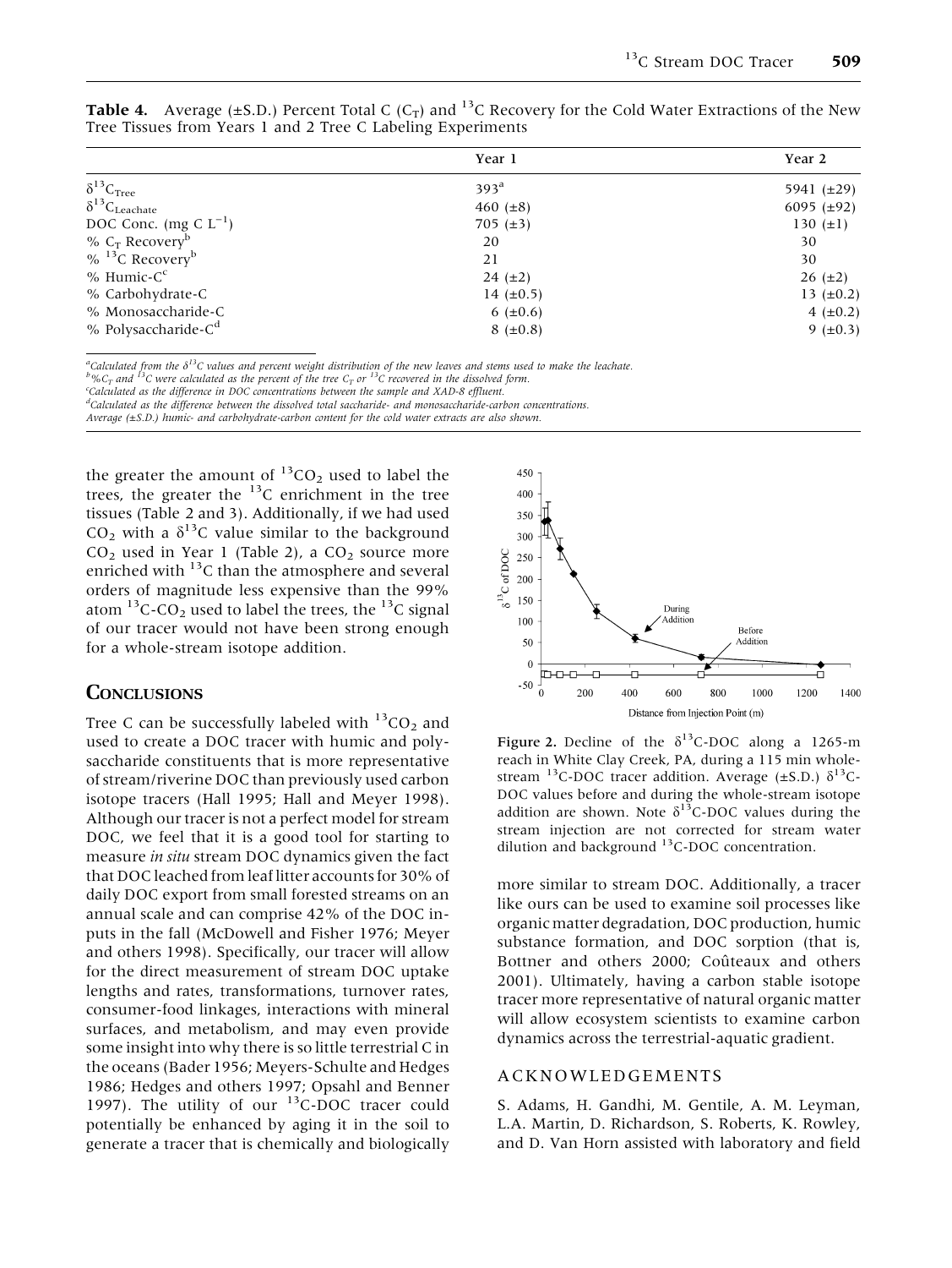**Table 4.** Average (±S.D.) Percent Total C ($C_T$) and $^{13}C$ Recovery for the Cold Water Extractions of the New Tree Tissues from Years 1 and 2 Tree C Labeling Experiments

| | Year 1 | Year 2 |
|---|---|---|
| $\delta^{13}C_{Tree}$ | 393[a] | 5941 (±29) |
| $\delta^{13}C_{Leachate}$ | 460 (±8) | 6095 (±92) |
| DOC Conc. (mg C $L^{-1}$) | 705 (±3) | 130 (±1) |
| % $C_T$ Recovery[b] | 20 | 30 |
| % $^{13}C$ Recovery[b] | 21 | 30 |
| % Humic-C[c] | 24 (±2) | 26 (±2) |
| % Carbohydrate-C | 14 (±0.5) | 13 (±0.2) |
| % Monosaccharide-C | 6 (±0.6) | 4 (±0.2) |
| % Polysaccharide-C[d] | 8 (±0.8) | 9 (±0.3) |

[a]*Calculated from the $\delta^{13}C$ values and percent weight distribution of the new leaves and stems used to make the leachate.*
[b]*$\%C_T$ and $^{13}C$ were calculated as the percent of the tree $C_T$ or $^{13}C$ recovered in the dissolved form.*
[c]*Calculated as the difference in DOC concentrations between the sample and XAD-8 effluent.*
[d]*Calculated as the difference between the dissolved total saccharide- and monosaccharide-carbon concentrations.*
*Average (±S.D.) humic- and carbohydrate-carbon content for the cold water extracts are also shown.*

the greater the amount of $^{13}CO_2$ used to label the trees, the greater the $^{13}C$ enrichment in the tree tissues (Table 2 and 3). Additionally, if we had used $CO_2$ with a $\delta^{13}C$ value similar to the background $CO_2$ used in Year 1 (Table 2), a $CO_2$ source more enriched with $^{13}C$ than the atmosphere and several orders of magnitude less expensive than the 99% atom $^{13}C$-$CO_2$ used to label the trees, the $^{13}C$ signal of our tracer would not have been strong enough for a whole-stream isotope addition.

## CONCLUSIONS

Tree C can be successfully labeled with $^{13}CO_2$ and used to create a DOC tracer with humic and polysaccharide constituents that is more representative of stream/riverine DOC than previously used carbon isotope tracers (Hall 1995; Hall and Meyer 1998). Although our tracer is not a perfect model for stream DOC, we feel that it is a good tool for starting to measure *in situ* stream DOC dynamics given the fact that DOC leached from leaf litter accounts for 30% of daily DOC export from small forested streams on an annual scale and can comprise 42% of the DOC inputs in the fall (McDowell and Fisher 1976; Meyer and others 1998). Specifically, our tracer will allow for the direct measurement of stream DOC uptake lengths and rates, transformations, turnover rates, consumer-food linkages, interactions with mineral surfaces, and metabolism, and may even provide some insight into why there is so little terrestrial C in the oceans (Bader 1956; Meyers-Schulte and Hedges 1986; Hedges and others 1997; Opsahl and Benner 1997). The utility of our $^{13}C$-DOC tracer could potentially be enhanced by aging it in the soil to generate a tracer that is chemically and biologically more similar to stream DOC. Additionally, a tracer like ours can be used to examine soil processes like organic matter degradation, DOC production, humic substance formation, and DOC sorption (that is, Bottner and others 2000; Coûteaux and others 2001). Ultimately, having a carbon stable isotope tracer more representative of natural organic matter will allow ecosystem scientists to examine carbon dynamics across the terrestrial-aquatic gradient.

**Figure 2.** Decline of the $\delta^{13}C$-DOC along a 1265-m reach in White Clay Creek, PA, during a 115 min whole-stream $^{13}C$-DOC tracer addition. Average (±S.D.) $\delta^{13}C$-DOC values before and during the whole-stream isotope addition are shown. Note $\delta^{13}C$-DOC values during the stream injection are not corrected for stream water dilution and background $^{13}C$-DOC concentration.

## ACKNOWLEDGEMENTS

S. Adams, H. Gandhi, M. Gentile, A. M. Leyman, L.A. Martin, D. Richardson, S. Roberts, K. Rowley, and D. Van Horn assisted with laboratory and field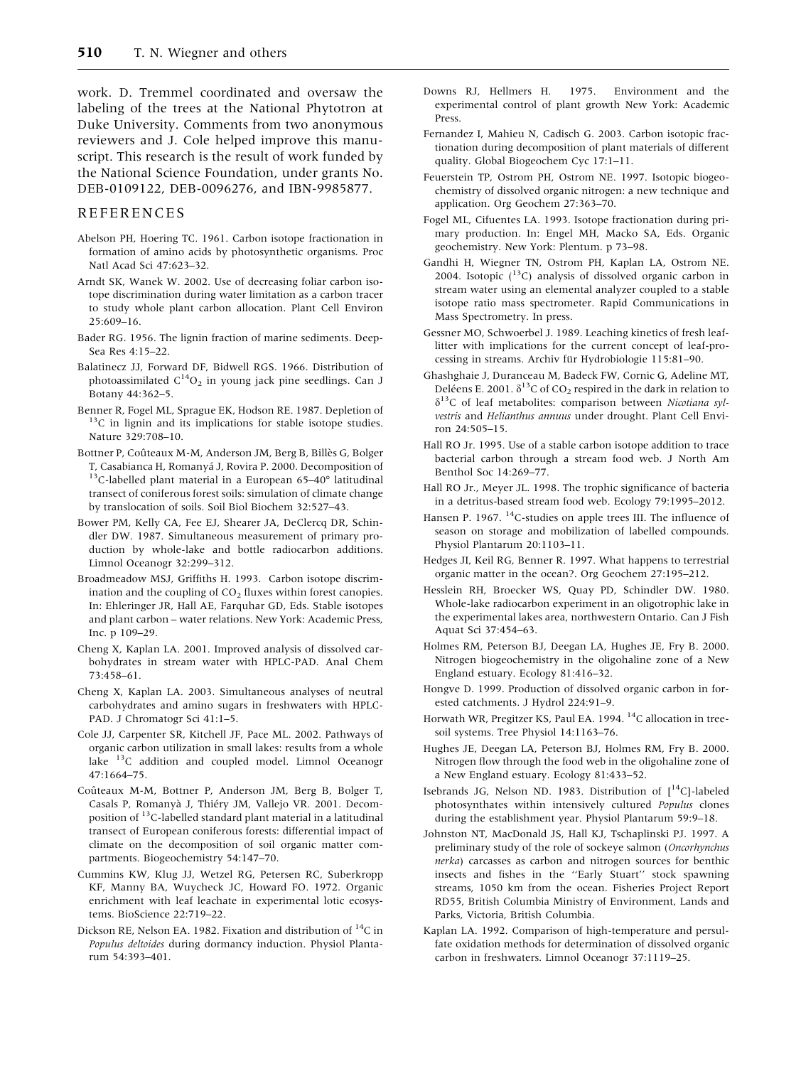work. D. Tremmel coordinated and oversaw the labeling of the trees at the National Phytotron at Duke University. Comments from two anonymous reviewers and J. Cole helped improve this manuscript. This research is the result of work funded by the National Science Foundation, under grants No. DEB-0109122, DEB-0096276, and IBN-9985877.

## REFERENCES

Abelson PH, Hoering TC. 1961. Carbon isotope fractionation in formation of amino acids by photosynthetic organisms. Proc Natl Acad Sci 47:623–32.

Arndt SK, Wanek W. 2002. Use of decreasing foliar carbon isotope discrimination during water limitation as a carbon tracer to study whole plant carbon allocation. Plant Cell Environ 25:609–16.

Bader RG. 1956. The lignin fraction of marine sediments. Deep-Sea Res 4:15–22.

Balatinecz JJ, Forward DF, Bidwell RGS. 1966. Distribution of photoassimilated $C^{14}O_2$ in young jack pine seedlings. Can J Botany 44:362–5.

Benner R, Fogel ML, Sprague EK, Hodson RE. 1987. Depletion of $^{13}C$ in lignin and its implications for stable isotope studies. Nature 329:708–10.

Bottner P, Coûteaux M-M, Anderson JM, Berg B, Billès G, Bolger T, Casabianca H, Romanyá J, Rovira P. 2000. Decomposition of $^{13}C$-labelled plant material in a European 65–40° latitudinal transect of coniferous forest soils: simulation of climate change by translocation of soils. Soil Biol Biochem 32:527–43.

Bower PM, Kelly CA, Fee EJ, Shearer JA, DeClercq DR, Schindler DW. 1987. Simultaneous measurement of primary production by whole-lake and bottle radiocarbon additions. Limnol Oceanogr 32:299–312.

Broadmeadow MSJ, Griffiths H. 1993. Carbon isotope discrimination and the coupling of $CO_2$ fluxes within forest canopies. In: Ehleringer JR, Hall AE, Farquhar GD, Eds. Stable isotopes and plant carbon – water relations. New York: Academic Press, Inc. p 109–29.

Cheng X, Kaplan LA. 2001. Improved analysis of dissolved carbohydrates in stream water with HPLC-PAD. Anal Chem 73:458–61.

Cheng X, Kaplan LA. 2003. Simultaneous analyses of neutral carbohydrates and amino sugars in freshwaters with HPLC-PAD. J Chromatogr Sci 41:1–5.

Cole JJ, Carpenter SR, Kitchell JF, Pace ML. 2002. Pathways of organic carbon utilization in small lakes: results from a whole lake $^{13}C$ addition and coupled model. Limnol Oceanogr 47:1664–75.

Coûteaux M-M, Bottner P, Anderson JM, Berg B, Bolger T, Casals P, Romanyà J, Thiéry JM, Vallejo VR. 2001. Decomposition of $^{13}C$-labelled standard plant material in a latitudinal transect of European coniferous forests: differential impact of climate on the decomposition of soil organic matter compartments. Biogeochemistry 54:147–70.

Cummins KW, Klug JJ, Wetzel RG, Petersen RC, Suberkropp KF, Manny BA, Wuycheck JC, Howard FO. 1972. Organic enrichment with leaf leachate in experimental lotic ecosystems. BioScience 22:719–22.

Dickson RE, Nelson EA. 1982. Fixation and distribution of $^{14}C$ in *Populus deltoides* during dormancy induction. Physiol Plantarum 54:393–401.

Downs RJ, Hellmers H. 1975. Environment and the experimental control of plant growth New York: Academic Press.

Fernandez I, Mahieu N, Cadisch G. 2003. Carbon isotopic fractionation during decomposition of plant materials of different quality. Global Biogeochem Cyc 17:1–11.

Feuerstein TP, Ostrom PH, Ostrom NE. 1997. Isotopic biogeochemistry of dissolved organic nitrogen: a new technique and application. Org Geochem 27:363–70.

Fogel ML, Cifuentes LA. 1993. Isotope fractionation during primary production. In: Engel MH, Macko SA, Eds. Organic geochemistry. New York: Plentum. p 73–98.

Gandhi H, Wiegner TN, Ostrom PH, Kaplan LA, Ostrom NE. 2004. Isotopic ($^{13}C$) analysis of dissolved organic carbon in stream water using an elemental analyzer coupled to a stable isotope ratio mass spectrometer. Rapid Communications in Mass Spectrometry. In press.

Gessner MO, Schwoerbel J. 1989. Leaching kinetics of fresh leaf-litter with implications for the current concept of leaf-processing in streams. Archiv für Hydrobiologie 115:81–90.

Ghashghaie J, Duranceau M, Badeck FW, Cornic G, Adeline MT, Deléens E. 2001. $\delta^{13}C$ of $CO_2$ respired in the dark in relation to $\delta^{13}C$ of leaf metabolites: comparison between *Nicotiana sylvestris* and *Helianthus annuus* under drought. Plant Cell Environ 24:505–15.

Hall RO Jr. 1995. Use of a stable carbon isotope addition to trace bacterial carbon through a stream food web. J North Am Benthol Soc 14:269–77.

Hall RO Jr., Meyer JL. 1998. The trophic significance of bacteria in a detritus-based stream food web. Ecology 79:1995–2012.

Hansen P. 1967. $^{14}C$-studies on apple trees III. The influence of season on storage and mobilization of labelled compounds. Physiol Plantarum 20:1103–11.

Hedges JI, Keil RG, Benner R. 1997. What happens to terrestrial organic matter in the ocean?. Org Geochem 27:195–212.

Hesslein RH, Broecker WS, Quay PD, Schindler DW. 1980. Whole-lake radiocarbon experiment in an oligotrophic lake in the experimental lakes area, northwestern Ontario. Can J Fish Aquat Sci 37:454–63.

Holmes RM, Peterson BJ, Deegan LA, Hughes JE, Fry B. 2000. Nitrogen biogeochemistry in the oligohaline zone of a New England estuary. Ecology 81:416–32.

Hongve D. 1999. Production of dissolved organic carbon in forested catchments. J Hydrol 224:91–9.

Horwath WR, Pregitzer KS, Paul EA. 1994. $^{14}C$ allocation in tree-soil systems. Tree Physiol 14:1163–76.

Hughes JE, Deegan LA, Peterson BJ, Holmes RM, Fry B. 2000. Nitrogen flow through the food web in the oligohaline zone of a New England estuary. Ecology 81:433–52.

Isebrands JG, Nelson ND. 1983. Distribution of [$^{14}C$]-labeled photosynthates within intensively cultured *Populus* clones during the establishment year. Physiol Plantarum 59:9–18.

Johnston NT, MacDonald JS, Hall KJ, Tschaplinski PJ. 1997. A preliminary study of the role of sockeye salmon (*Oncorhynchus nerka*) carcasses as carbon and nitrogen sources for benthic insects and fishes in the ''Early Stuart'' stock spawning streams, 1050 km from the ocean. Fisheries Project Report RD55, British Columbia Ministry of Environment, Lands and Parks, Victoria, British Columbia.

Kaplan LA. 1992. Comparison of high-temperature and persulfate oxidation methods for determination of dissolved organic carbon in freshwaters. Limnol Oceanogr 37:1119–25.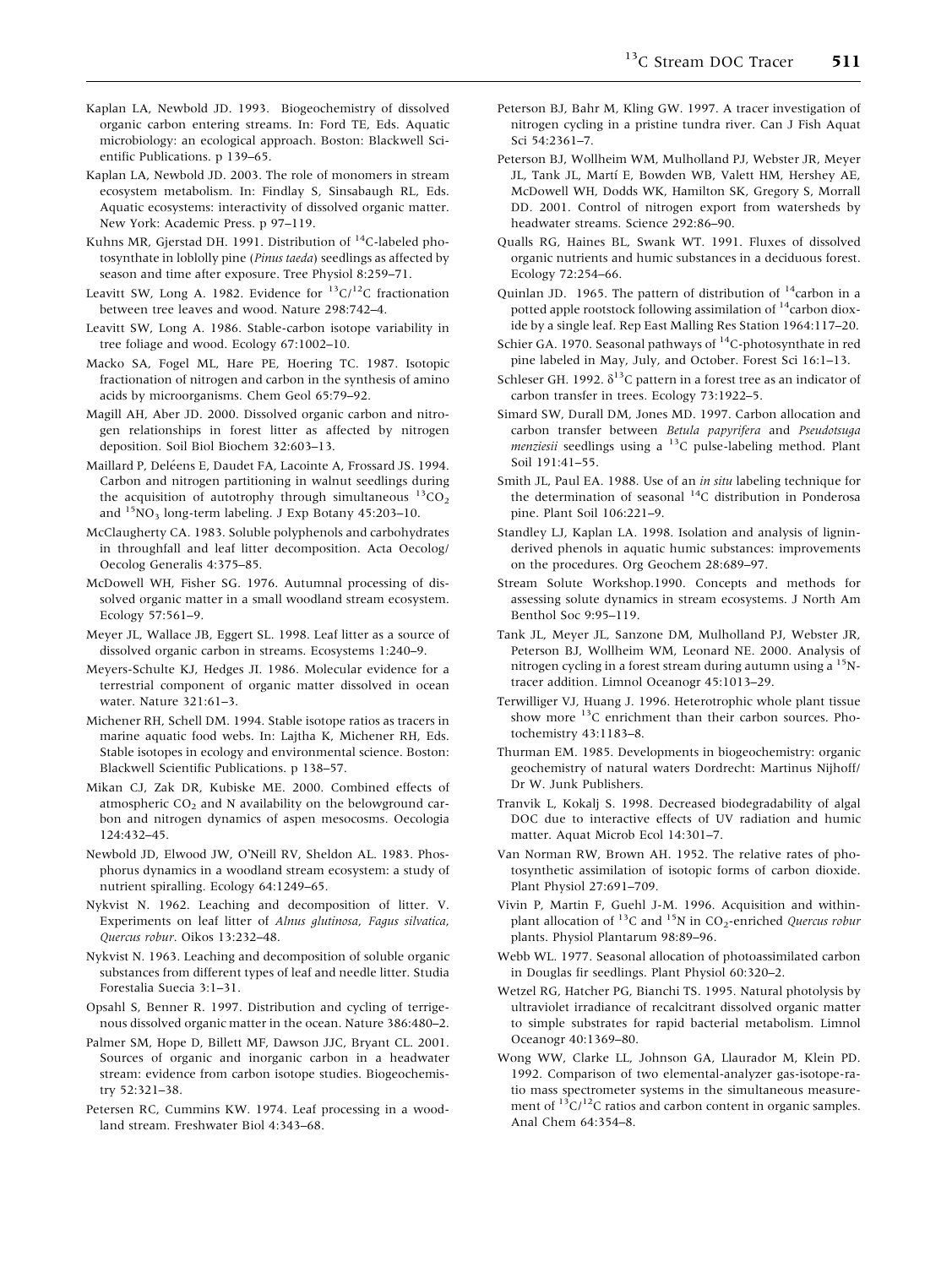Kaplan LA, Newbold JD. 1993. Biogeochemistry of dissolved organic carbon entering streams. In: Ford TE, Eds. Aquatic microbiology: an ecological approach. Boston: Blackwell Scientific Publications. p 139–65.

Kaplan LA, Newbold JD. 2003. The role of monomers in stream ecosystem metabolism. In: Findlay S, Sinsabaugh RL, Eds. Aquatic ecosystems: interactivity of dissolved organic matter. New York: Academic Press. p 97–119.

Kuhns MR, Gjerstad DH. 1991. Distribution of $^{14}$C-labeled photosynthate in loblolly pine (*Pinus taeda*) seedlings as affected by season and time after exposure. Tree Physiol 8:259–71.

Leavitt SW, Long A. 1982. Evidence for $^{13}C/^{12}C$ fractionation between tree leaves and wood. Nature 298:742–4.

Leavitt SW, Long A. 1986. Stable-carbon isotope variability in tree foliage and wood. Ecology 67:1002–10.

Macko SA, Fogel ML, Hare PE, Hoering TC. 1987. Isotopic fractionation of nitrogen and carbon in the synthesis of amino acids by microorganisms. Chem Geol 65:79–92.

Magill AH, Aber JD. 2000. Dissolved organic carbon and nitrogen relationships in forest litter as affected by nitrogen deposition. Soil Biol Biochem 32:603–13.

Maillard P, Deléens E, Daudet FA, Lacointe A, Frossard JS. 1994. Carbon and nitrogen partitioning in walnut seedlings during the acquisition of autotrophy through simultaneous $^{13}CO_2$ and $^{15}NO_3$ long-term labeling. J Exp Botany 45:203–10.

McClaugherty CA. 1983. Soluble polyphenols and carbohydrates in throughfall and leaf litter decomposition. Acta Oecolog/Oecolog Generalis 4:375–85.

McDowell WH, Fisher SG. 1976. Autumnal processing of dissolved organic matter in a small woodland stream ecosystem. Ecology 57:561–9.

Meyer JL, Wallace JB, Eggert SL. 1998. Leaf litter as a source of dissolved organic carbon in streams. Ecosystems 1:240–9.

Meyers-Schulte KJ, Hedges JI. 1986. Molecular evidence for a terrestrial component of organic matter dissolved in ocean water. Nature 321:61–3.

Michener RH, Schell DM. 1994. Stable isotope ratios as tracers in marine aquatic food webs. In: Lajtha K, Michener RH, Eds. Stable isotopes in ecology and environmental science. Boston: Blackwell Scientific Publications. p 138–57.

Mikan CJ, Zak DR, Kubiske ME. 2000. Combined effects of atmospheric $CO_2$ and N availability on the belowground carbon and nitrogen dynamics of aspen mesocosms. Oecologia 124:432–45.

Newbold JD, Elwood JW, O'Neill RV, Sheldon AL. 1983. Phosphorus dynamics in a woodland stream ecosystem: a study of nutrient spiralling. Ecology 64:1249–65.

Nykvist N. 1962. Leaching and decomposition of litter. V. Experiments on leaf litter of *Alnus glutinosa*, *Fagus silvatica*, *Quercus robur*. Oikos 13:232–48.

Nykvist N. 1963. Leaching and decomposition of soluble organic substances from different types of leaf and needle litter. Studia Forestalia Suecia 3:1–31.

Opsahl S, Benner R. 1997. Distribution and cycling of terrigenous dissolved organic matter in the ocean. Nature 386:480–2.

Palmer SM, Hope D, Billett MF, Dawson JJC, Bryant CL. 2001. Sources of organic and inorganic carbon in a headwater stream: evidence from carbon isotope studies. Biogeochemistry 52:321–38.

Petersen RC, Cummins KW. 1974. Leaf processing in a woodland stream. Freshwater Biol 4:343–68.

Peterson BJ, Bahr M, Kling GW. 1997. A tracer investigation of nitrogen cycling in a pristine tundra river. Can J Fish Aquat Sci 54:2361–7.

Peterson BJ, Wollheim WM, Mulholland PJ, Webster JR, Meyer JL, Tank JL, Martí E, Bowden WB, Valett HM, Hershey AE, McDowell WH, Dodds WK, Hamilton SK, Gregory S, Morrall DD. 2001. Control of nitrogen export from watersheds by headwater streams. Science 292:86–90.

Qualls RG, Haines BL, Swank WT. 1991. Fluxes of dissolved organic nutrients and humic substances in a deciduous forest. Ecology 72:254–66.

Quinlan JD. 1965. The pattern of distribution of $^{14}$carbon in a potted apple rootstock following assimilation of $^{14}$carbon dioxide by a single leaf. Rep East Malling Res Station 1964:117–20.

Schier GA. 1970. Seasonal pathways of $^{14}$C-photosynthate in red pine labeled in May, July, and October. Forest Sci 16:1–13.

Schleser GH. 1992. $\delta^{13}C$ pattern in a forest tree as an indicator of carbon transfer in trees. Ecology 73:1922–5.

Simard SW, Durall DM, Jones MD. 1997. Carbon allocation and carbon transfer between *Betula papyrifera* and *Pseudotsuga menziesii* seedlings using a $^{13}$C pulse-labeling method. Plant Soil 191:41–55.

Smith JL, Paul EA. 1988. Use of an *in situ* labeling technique for the determination of seasonal $^{14}$C distribution in Ponderosa pine. Plant Soil 106:221–9.

Standley LJ, Kaplan LA. 1998. Isolation and analysis of lignin-derived phenols in aquatic humic substances: improvements on the procedures. Org Geochem 28:689–97.

Stream Solute Workshop.1990. Concepts and methods for assessing solute dynamics in stream ecosystems. J North Am Benthol Soc 9:95–119.

Tank JL, Meyer JL, Sanzone DM, Mulholland PJ, Webster JR, Peterson BJ, Wollheim WM, Leonard NE. 2000. Analysis of nitrogen cycling in a forest stream during autumn using a $^{15}$N-tracer addition. Limnol Oceanogr 45:1013–29.

Terwilliger VJ, Huang J. 1996. Heterotrophic whole plant tissue show more $^{13}$C enrichment than their carbon sources. Phytochemistry 43:1183–8.

Thurman EM. 1985. Developments in biogeochemistry: organic geochemistry of natural waters Dordrecht: Martinus Nijhoff/Dr W. Junk Publishers.

Tranvik L, Kokalj S. 1998. Decreased biodegradability of algal DOC due to interactive effects of UV radiation and humic matter. Aquat Microb Ecol 14:301–7.

Van Norman RW, Brown AH. 1952. The relative rates of photosynthetic assimilation of isotopic forms of carbon dioxide. Plant Physiol 27:691–709.

Vivin P, Martin F, Guehl J-M. 1996. Acquisition and within-plant allocation of $^{13}$C and $^{15}$N in $CO_2$-enriched *Quercus robur* plants. Physiol Plantarum 98:89–96.

Webb WL. 1977. Seasonal allocation of photoassimilated carbon in Douglas fir seedlings. Plant Physiol 60:320–2.

Wetzel RG, Hatcher PG, Bianchi TS. 1995. Natural photolysis by ultraviolet irradiance of recalcitrant dissolved organic matter to simple substrates for rapid bacterial metabolism. Limnol Oceanogr 40:1369–80.

Wong WW, Clarke LL, Johnson GA, Llaurador M, Klein PD. 1992. Comparison of two elemental-analyzer gas-isotope-ratio mass spectrometer systems in the simultaneous measurement of $^{13}C/^{12}C$ ratios and carbon content in organic samples. Anal Chem 64:354–8.